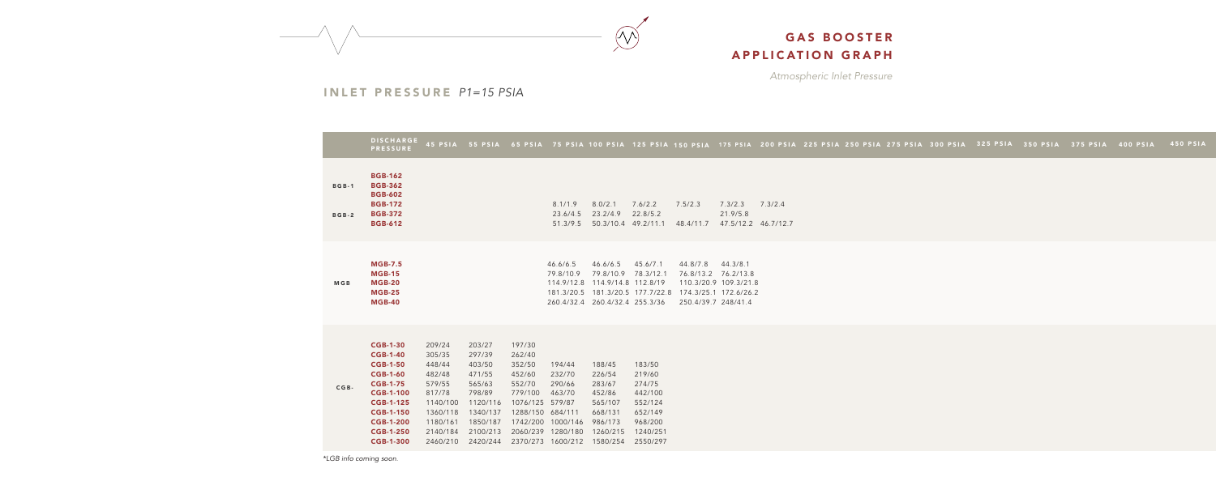# GAS BOOSTER APPLICATION GRAPH

*Atmospheric Inlet Pressure*

## INLET PRESSURE *P1=15 PSIA*

| | DISCHARGE PRESSURE | 45 PSIA | 55 PSIA | 65 PSIA | 75 PSIA | 100 PSIA | 125 PSIA | 150 PSIA | 175 PSIA | 200 PSIA | 225 PSIA | 250 PSIA | 275 PSIA | 300 PSIA | 325 PSIA | 350 PSIA | 375 PSIA | 400 PSIA | 450 PSIA |
|---|---|---|---|---|---|---|---|---|---|---|---|---|---|---|---|---|---|---|---|
| BGB-1 | **BGB-162** | | | | | | | | | | | | | | | | | | |
| | **BGB-362** | | | | | | | | | | | | | | | | | | |
| | **BGB-602** | | | | | | | | | | | | | | | | | | |
| BGB-2 | **BGB-172** | | | | 8.1/1.9 | 8.0/2.1 | 7.6/2.2 | 7.5/2.3 | 7.3/2.3 | 7.3/2.4 | | | | | | | | | |
| | **BGB-372** | | | | 23.6/4.5 | 23.2/4.9 | 22.8/5.2 | | 21.9/5.8 | | | | | | | | | | |
| | **BGB-612** | | | | 51.3/9.5 | 50.3/10.4 | 49.2/11.1 | 48.4/11.7 | 47.5/12.2 | 46.7/12.7 | | | | | | | | | |
| MGB | **MGB-7.5** | | | | 46.6/6.5 | 46.6/6.5 | 45.6/7.1 | 44.8/7.8 | 44.3/8.1 | | | | | | | | | | |
| | **MGB-15** | | | | 79.8/10.9 | 79.8/10.9 | 78.3/12.1 | 76.8/13.2 | 76.2/13.8 | | | | | | | | | | |
| | **MGB-20** | | | | 114.9/12.8 | 114.9/14.8 | 112.8/19 | 110.3/20.9 | 109.3/21.8 | | | | | | | | | | |
| | **MGB-25** | | | | 181.3/20.5 | 181.3/20.5 | 177.7/22.8 | 174.3/25.1 | 172.6/26.2 | | | | | | | | | | |
| | **MGB-40** | | | | 260.4/32.4 | 260.4/32.4 | 255.3/36 | 250.4/39.7 | 248/41.4 | | | | | | | | | | |
| CGB- | **CGB-1-30** | 209/24 | 203/27 | 197/30 | | | | | | | | | | | | | | | |
| | **CGB-1-40** | 305/35 | 297/39 | 262/40 | | | | | | | | | | | | | | | |
| | **CGB-1-50** | 448/44 | 403/50 | 352/50 | 194/44 | 188/45 | 183/50 | | | | | | | | | | | | |
| | **CGB-1-60** | 482/48 | 471/55 | 452/60 | 232/70 | 226/54 | 219/60 | | | | | | | | | | | | |
| | **CGB-1-75** | 579/55 | 565/63 | 552/70 | 290/66 | 283/67 | 274/75 | | | | | | | | | | | | |
| | **CGB-1-100** | 817/78 | 798/89 | 779/100 | 463/70 | 452/86 | 442/100 | | | | | | | | | | | | |
| | **CGB-1-125** | 1140/100 | 1120/116 | 1076/125 | 579/87 | 565/107 | 552/124 | | | | | | | | | | | | |
| | **CGB-1-150** | 1360/118 | 1340/137 | 1288/150 | 684/111 | 668/131 | 652/149 | | | | | | | | | | | | |
| | **CGB-1-200** | 1180/161 | 1850/187 | 1742/200 | 1000/146 | 986/173 | 968/200 | | | | | | | | | | | | |
| | **CGB-1-250** | 2140/184 | 2100/213 | 2060/239 | 1280/180 | 1260/215 | 1240/251 | | | | | | | | | | | | |
| | **CGB-1-300** | 2460/210 | 2420/244 | 2370/273 | 1600/212 | 1580/254 | 2550/297 | | | | | | | | | | | | |

*\*LGB info coming soon.*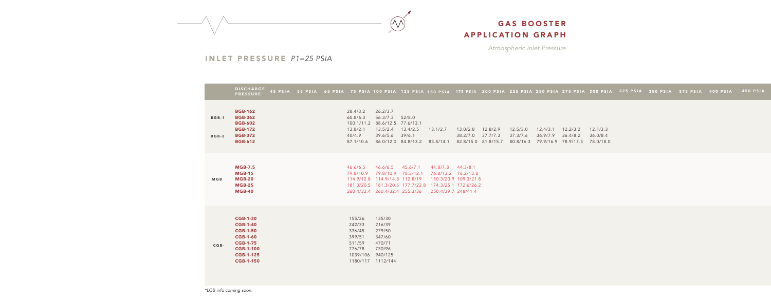# GAS BOOSTER APPLICATION GRAPH

*Atmospheric Inlet Pressure*

## INLET PRESSURE *P1=25 PSIA*

| | DISCHARGE PRESSURE | 45 PSIA | 55 PSIA | 65 PSIA | 75 PSIA | 100 PSIA | 125 PSIA | 150 PSIA | 175 PSIA | 200 PSIA | 225 PSIA | 250 PSIA | 275 PSIA | 300 PSIA | 325 PSIA | 350 PSIA | 375 PSIA | 400 PSIA | 450 PSIA |
|---|---|---|---|---|---|---|---|---|---|---|---|---|---|---|---|---|---|---|---|
| BGB-1 | **BGB-162** | | | | 28.4/3.2 | 26.2/3.7 | | | | | | | | | | | | | |
| | **BGB-362** | | | | 60.8/6.3 | 56.3/7.3 | 52/8.0 | | | | | | | | | | | | |
| | **BGB-602** | | | | 100.1/11.2 | 88.6/12.5 | 77.6/13.1 | | | | | | | | | | | | |
| BGB-2 | **BGB-172** | | | | 13.8/2.1 | 13.5/2.4 | 13.4/2.5 | 13.1/2.7 | 13.0/2.8 | 12.8/2.9 | 12.5/3.0 | 12.4/3.1 | 12.2/3.2 | 12.1/3.3 | | | | | |
| | **BGB-372** | | | | 40/4.9 | 39.6/5.6 | 39/6.1 | | 38.2/7.0 | 37.7/7.3 | 37.3/7.6 | 36.9/7.9 | 36.4/8.2 | 36.0/8.4 | | | | | |
| | **BGB-612** | | | | 87.1/10.6 | 86.0/12.0 | 84.8/13.2 | 83.8/14.1 | 82.8/15.0 | 81.8/15.7 | 80.8/16.3 | 79.9/16.9 | 78.9/17.5 | 78.0/18.0 | | | | | |
| MGB | **MGB-7.5** | | | | 46.6/6.5 | 46.6/6.5 | 45.6/7.1 | 44.8/7.8 | 44.3/8.1 | | | | | | | | | | |
| | **MGB-15** | | | | 79.8/10.9 | 79.8/10.9 | 78.3/12.1 | 76.8/13.2 | 76.2/13.8 | | | | | | | | | | |
| | **MGB-20** | | | | 114.9/12.8 | 114.9/14.8 | 112.8/19 | 110.3/20.9 | 109.3/21.8 | | | | | | | | | | |
| | **MGB-25** | | | | 181.3/20.5 | 181.3/20.5 | 177.7/22.8 | 174.3/25.1 | 172.6/26.2 | | | | | | | | | | |
| | **MGB-40** | | | | 260.4/32.4 | 260.4/32.4 | 255.3/36 | 250.4/39.7 | 248/41.4 | | | | | | | | | | |
| CGB- | **CGB-1-30** | | | | 155/26 | 135/30 | | | | | | | | | | | | | |
| | **CGB-1-40** | | | | 242/33 | 216/39 | | | | | | | | | | | | | |
| | **CGB-1-50** | | | | 336/45 | 279/50 | | | | | | | | | | | | | |
| | **CGB-1-60** | | | | 399/51 | 347/60 | | | | | | | | | | | | | |
| | **CGB-1-75** | | | | 511/59 | 470/71 | | | | | | | | | | | | | |
| | **CGB-1-100** | | | | 776/78 | 730/96 | | | | | | | | | | | | | |
| | **CGB-1-125** | | | | 1039/106 | 940/125 | | | | | | | | | | | | | |
| | **CGB-1-150** | | | | 1180/117 | 1112/144 | | | | | | | | | | | | | |

*LGB info coming soon.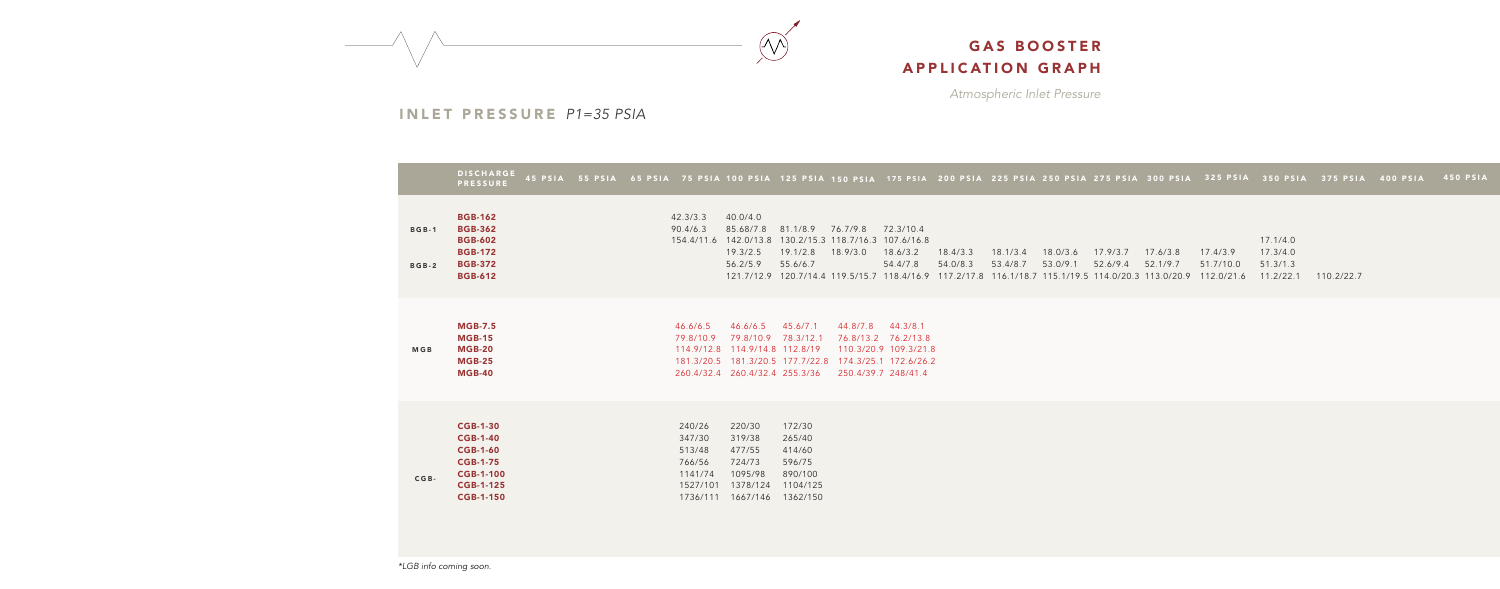# GAS BOOSTER APPLICATION GRAPH

*Atmospheric Inlet Pressure*

## INLET PRESSURE *P1=35 PSIA*

| | DISCHARGE PRESSURE | 45 PSIA | 55 PSIA | 65 PSIA | 75 PSIA | 100 PSIA | 125 PSIA | 150 PSIA | 175 PSIA | 200 PSIA | 225 PSIA | 250 PSIA | 275 PSIA | 300 PSIA | 325 PSIA | 350 PSIA | 375 PSIA | 400 PSIA | 450 PSIA |
|---|---|---|---|---|---|---|---|---|---|---|---|---|---|---|---|---|---|---|---|
| BGB-1 | **BGB-162** | | | | 42.3/3.3 | 40.0/4.0 | | | | | | | | | | | | | |
| BGB-1 | **BGB-362** | | | | 90.4/6.3 | 85.68/7.8 | 81.1/8.9 | 76.7/9.8 | 72.3/10.4 | | | | | | | | | | |
| BGB-1 | **BGB-602** | | | | 154.4/11.6 | 142.0/13.8 | 130.2/15.3 | 118.7/16.3 | 107.6/16.8 | | | | | | | | | | |
| BGB-2 | **BGB-172** | | | | | 19.3/2.5 | 19.1/2.8 | 18.9/3.0 | 18.6/3.2 | 18.4/3.3 | 18.1/3.4 | 18.0/3.6 | 17.9/3.7 | 17.6/3.8 | 17.4/3.9 | 17.1/4.0 | | | |
| BGB-2 | **BGB-372** | | | | | 56.2/5.9 | 55.6/6.7 | | 54.4/7.8 | 54.0/8.3 | 53.4/8.7 | 53.0/9.1 | 52.6/9.4 | 52.1/9.7 | 51.7/10.0 | 51.3/1.3 | | | |
| BGB-2 | **BGB-612** | | | | | 121.7/12.9 | 120.7/14.4 | 119.5/15.7 | 118.4/16.9 | 117.2/17.8 | 116.1/18.7 | 115.1/19.5 | 114.0/20.3 | 113.0/20.9 | 112.0/21.6 | 11.2/22.1 | 110.2/22.7 | | |
| MGB | **MGB-7.5** | | | | 46.6/6.5 | 46.6/6.5 | 45.6/7.1 | 44.8/7.8 | 44.3/8.1 | | | | | | | | | | |
| MGB | **MGB-15** | | | | 79.8/10.9 | 79.8/10.9 | 78.3/12.1 | 76.8/13.2 | 76.2/13.8 | | | | | | | | | | |
| MGB | **MGB-20** | | | | 114.9/12.8 | 114.9/14.8 | 112.8/19 | 110.3/20.9 | 109.3/21.8 | | | | | | | | | | |
| MGB | **MGB-25** | | | | 181.3/20.5 | 181.3/20.5 | 177.7/22.8 | 174.3/25.1 | 172.6/26.2 | | | | | | | | | | |
| MGB | **MGB-40** | | | | 260.4/32.4 | 260.4/32.4 | 255.3/36 | 250.4/39.7 | 248/41.4 | | | | | | | | | | |
| CGB- | **CGB-1-30** | | | | 240/26 | 220/30 | 172/30 | | | | | | | | | | | | |
| CGB- | **CGB-1-40** | | | | 347/30 | 319/38 | 265/40 | | | | | | | | | | | | |
| CGB- | **CGB-1-60** | | | | 513/48 | 477/55 | 414/60 | | | | | | | | | | | | |
| CGB- | **CGB-1-75** | | | | 766/56 | 724/73 | 596/75 | | | | | | | | | | | | |
| CGB- | **CGB-1-100** | | | | 1141/74 | 1095/98 | 890/100 | | | | | | | | | | | | |
| CGB- | **CGB-1-125** | | | | 1527/101 | 1378/124 | 1104/125 | | | | | | | | | | | | |
| CGB- | **CGB-1-150** | | | | 1736/111 | 1667/146 | 1362/150 | | | | | | | | | | | | |

*LGB info coming soon.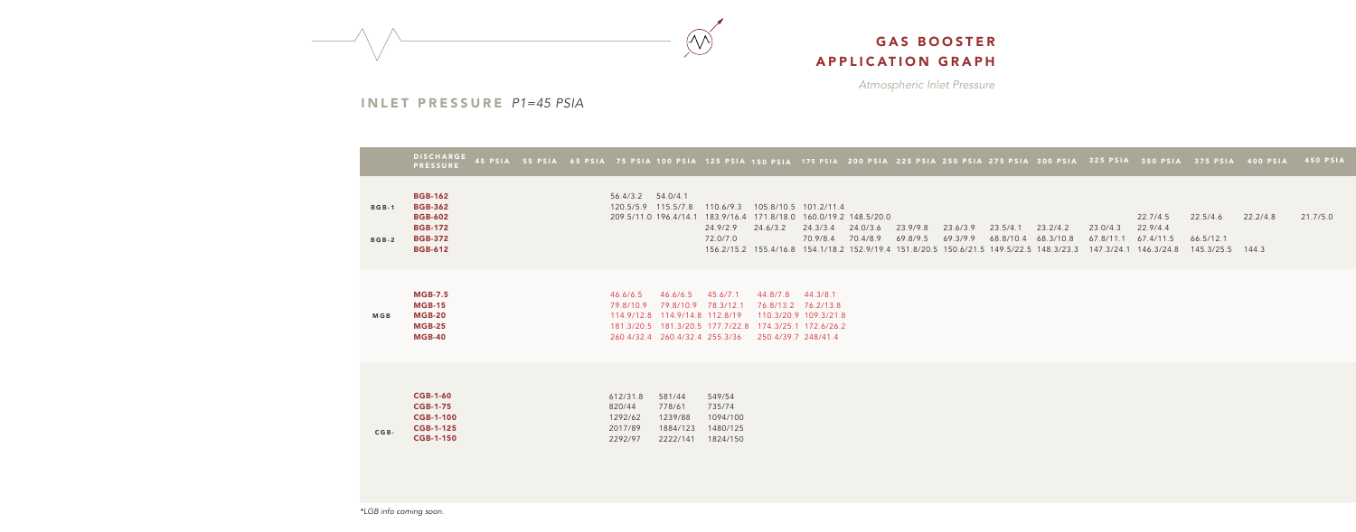# GAS BOOSTER APPLICATION GRAPH

*Atmospheric Inlet Pressure*

## INLET PRESSURE *P1=45 PSIA*

| | DISCHARGE PRESSURE | 45 PSIA | 55 PSIA | 65 PSIA | 75 PSIA | 100 PSIA | 125 PSIA | 150 PSIA | 175 PSIA | 200 PSIA | 225 PSIA | 250 PSIA | 275 PSIA | 300 PSIA | 325 PSIA | 350 PSIA | 375 PSIA | 400 PSIA | 450 PSIA |
|---|---|---|---|---|---|---|---|---|---|---|---|---|---|---|---|---|---|---|---|
| BGB-1 | **BGB-162** | | | | 56.4/3.2 | 54.0/4.1 | | | | | | | | | | | | | |
| | **BGB-362** | | | | 120.5/5.9 | 115.5/7.8 | 110.6/9.3 | 105.8/10.5 | 101.2/11.4 | | | | | | | | | | |
| | **BGB-602** | | | | 209.5/11.0 | 196.4/14.1 | 183.9/16.4 | 171.8/18.0 | 160.0/19.2 | 148.5/20.0 | | | | | | | | | |
| BGB-2 | **BGB-172** | | | | | | 24.9/2.9 | 24.6/3.2 | 24.3/3.4 | 24.0/3.6 | 23.9/9.8 | 23.6/3.9 | 23.5/4.1 | 23.2/4.2 | 23.0/4.3 | 22.7/4.5 22.9/9.4 | 22.5/4.6 | 22.2/4.8 | 21.7/5.0 |
| | **BGB-372** | | | | | | 72.0/7.0 | | 70.9/8.4 | 70.4/8.9 | 69.8/9.5 | 69.3/9.9 | 68.8/10.4 | 68.3/10.8 | 67.8/11.1 | 67.4/11.5 | 66.5/12.1 | | |
| | **BGB-612** | | | | | | 156.2/15.2 | 155.4/16.8 | 154.1/18.2 | 152.9/19.4 | 151.8/20.5 | 150.6/21.5 | 149.5/22.5 | 148.3/23.3 | 147.3/24.1 | 146.3/24.8 | 145.3/25.5 | 144.3 | |
| MGB | **MGB-7.5** | | | | 46.6/6.5 | 46.6/6.5 | 45.6/7.1 | 44.8/7.8 | 44.3/8.1 | | | | | | | | | | |
| | **MGB-15** | | | | 79.8/10.9 | 79.8/10.9 | 78.3/12.1 | 76.8/13.2 | 76.2/13.8 | | | | | | | | | | |
| | **MGB-20** | | | | 114.9/12.8 | 114.9/14.8 | 112.8/19 | 110.3/20.9 | 109.3/21.8 | | | | | | | | | | |
| | **MGB-25** | | | | 181.3/20.5 | 181.3/20.5 | 177.7/22.8 | 174.3/25.1 | 172.6/26.2 | | | | | | | | | | |
| | **MGB-40** | | | | 260.4/32.4 | 260.4/32.4 | 255.3/36 | 250.4/39.7 | 248/41.4 | | | | | | | | | | |
| CGB- | **CGB-1-60** | | | | 612/31.8 | 581/44 | 549/54 | | | | | | | | | | | | |
| | **CGB-1-75** | | | | 820/44 | 778/61 | 735/74 | | | | | | | | | | | | |
| | **CGB-1-100** | | | | 1292/62 | 1239/88 | 1094/100 | | | | | | | | | | | | |
| | **CGB-1-125** | | | | 2017/89 | 1884/123 | 1480/125 | | | | | | | | | | | | |
| | **CGB-1-150** | | | | 2292/97 | 2222/141 | 1824/150 | | | | | | | | | | | | |

*LGB info coming soon.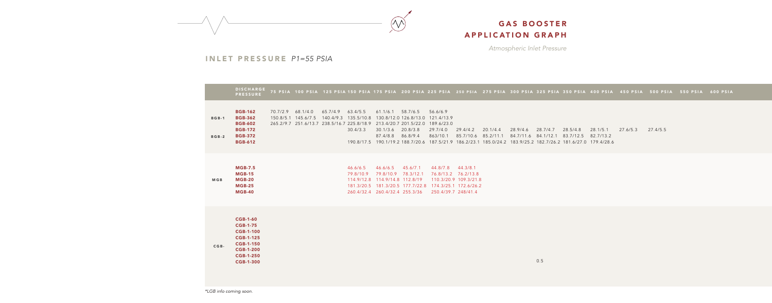# GAS BOOSTER APPLICATION GRAPH

*Atmospheric Inlet Pressure*

## INLET PRESSURE *P1=55 PSIA*

| | DISCHARGE PRESSURE | 75 PSIA | 100 PSIA | 125 PSIA | 150 PSIA | 175 PSIA | 200 PSIA | 225 PSIA | 250 PSIA | 275 PSIA | 300 PSIA | 325 PSIA | 350 PSIA | 400 PSIA | 450 PSIA | 500 PSIA | 550 PSIA | 600 PSIA |
|---|---|---|---|---|---|---|---|---|---|---|---|---|---|---|---|---|---|---|
| BGB-1 | BGB-162 | 70.7/2.9 | 68.1/4.0 | 65.7/4.9 | 63.4/5.5 | 61.1/6.1 | 58.7/6.5 | 56.6/6.9 | | | | | | | | | | |
| | BGB-362 | 150.8/5.1 | 145.6/7.5 | 140.4/9.3 | 135.5/10.8 | 130.8/12.0 | 126.8/13.0 | 121.4/13.9 | | | | | | | | | | |
| | BGB-602 | 265.2/9.7 | 251.6/13.7 | 238.5/16.7 | 225.8/18.9 | 213.4/20.7 | 201.5/22.0 | 189.6/23.0 | | | | | | | | | | |
| BGB-2 | BGB-172 | | | | 30.4/3.3 | 30.1/3.6 | 20.8/3.8 | 29.7/4.0 | 29.4/4.2 | 20.1/4.4 | 28.9/4.6 | 28.7/4.7 | 28.5/4.8 | 28.1/5.1 | 27.6/5.3 | 27.4/5.5 | | |
| | BGB-372 | | | | | 87.4/8.8 | 86.8/9.4 | 863/10.1 | 85.7/10.6 | 85.2/11.1 | 84.7/11.6 | 84.1/12.1 | 83.7/12.5 | 82.7/13.2 | | | | |
| | BGB-612 | | | | 190.8/17.5 | 190.1/19.2 | 188.7/20.6 | 187.5/21.9 | 186.2/23.1 | 185.0/24.2 | 183.9/25.2 | 182.7/26.2 | 181.6/27.0 | 179.4/28.6 | | | | |
| MGB | MGB-7.5 | | | | 46.6/6.5 | 46.6/6.5 | 45.6/7.1 | 44.8/7.8 | 44.3/8.1 | | | | | | | | | |
| | MGB-15 | | | | 79.8/10.9 | 79.8/10.9 | 78.3/12.1 | 76.8/13.2 | 76.2/13.8 | | | | | | | | | |
| | MGB-20 | | | | 114.9/12.8 | 114.9/14.8 | 112.8/19 | 110.3/20.9 | 109.3/21.8 | | | | | | | | | |
| | MGB-25 | | | | 181.3/20.5 | 181.3/20.5 | 177.7/22.8 | 174.3/25.1 | 172.6/26.2 | | | | | | | | | |
| | MGB-40 | | | | 260.4/32.4 | 260.4/32.4 | 255.3/36 | 250.4/39.7 | 248/41.4 | | | | | | | | | |
| CGB- | CGB-1-60 | | | | | | | | | | | | | | | | | |
| | CGB-1-75 | | | | | | | | | | | | | | | | | |
| | CGB-1-100 | | | | | | | | | | | | | | | | | |
| | CGB-1-125 | | | | | | | | | | | | | | | | | |
| | CGB-1-150 | | | | | | | | | | | | | | | | | |
| | CGB-1-200 | | | | | | | | | | | | | | | | | |
| | CGB-1-250 | | | | | | | | | | | 0.5 | | | | | | |
| | CGB-1-300 | | | | | | | | | | | | | | | | | |

*LGB info coming soon.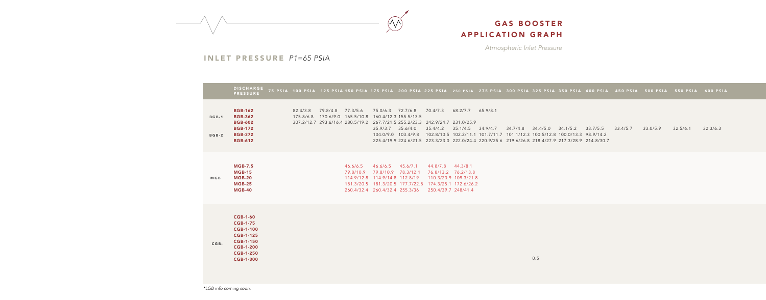# GAS BOOSTER APPLICATION GRAPH

*Atmospheric Inlet Pressure*

## INLET PRESSURE *P1=65 PSIA*

| | DISCHARGE PRESSURE | 75 PSIA | 100 PSIA | 125 PSIA | 150 PSIA | 175 PSIA | 200 PSIA | 225 PSIA | 250 PSIA | 275 PSIA | 300 PSIA | 325 PSIA | 350 PSIA | 400 PSIA | 450 PSIA | 500 PSIA | 550 PSIA | 600 PSIA |
|---|---|---|---|---|---|---|---|---|---|---|---|---|---|---|---|---|---|---|
| BGB-1 | **BGB-162** | | 82.4/3.8 | 79.8/4.8 | 77.3/5.6 | 75.0/6.3 | 72.7/6.8 | 70.4/7.3 | 68.2/7.7 | 65.9/8.1 | | | | | | | | |
| | **BGB-362** | | 175.8/6.8 | 170.6/9.0 | 165.5/10.8 | 160.4/12.3 | 155.5/13.5 | | | | | | | | | | | |
| | **BGB-602** | | 307.2/12.7 | 293.6/16.4 | 280.5/19.2 | 267.7/21.5 | 255.2/23.3 | 242.9/24.7 | 231.0/25.9 | | | | | | | | | |
| BGB-2 | **BGB-172** | | | | | 35.9/3.7 | 35.6/4.0 | 35.4/4.2 | 35.1/4.5 | 34.9/4.7 | 34.7/4.8 | 34.4/5.0 | 34.1/5.2 | 33.7/5.5 | 33.4/5.7 | 33.0/5.9 | 32.5/6.1 | 32.3/6.3 |
| | **BGB-372** | | | | | 104.0/9.0 | 103.4/9.8 | 102.8/10.5 | 102.2/11.1 | 101.7/11.7 | 101.1/12.3 | 100.5/12.8 | 100.0/13.3 | 98.9/14.2 | | | | |
| | **BGB-612** | | | | | 225.4/19.9 | 224.6/21.5 | 223.3/23.0 | 222.0/24.4 | 220.9/25.6 | 219.6/26.8 | 218.4/27.9 | 217.3/28.9 | 214.8/30.7 | | | | |
| MGB | **MGB-7.5** | | | | 46.6/6.5 | 46.6/6.5 | 45.6/7.1 | 44.8/7.8 | 44.3/8.1 | | | | | | | | | |
| | **MGB-15** | | | | 79.8/10.9 | 79.8/10.9 | 78.3/12.1 | 76.8/13.2 | 76.2/13.8 | | | | | | | | | |
| | **MGB-20** | | | | 114.9/12.8 | 114.9/14.8 | 112.8/19 | 110.3/20.9 | 109.3/21.8 | | | | | | | | | |
| | **MGB-25** | | | | 181.3/20.5 | 181.3/20.5 | 177.7/22.8 | 174.3/25.1 | 172.6/26.2 | | | | | | | | | |
| | **MGB-40** | | | | 260.4/32.4 | 260.4/32.4 | 255.3/36 | 250.4/39.7 | 248/41.4 | | | | | | | | | |
| CGB- | **CGB-1-60** | | | | | | | | | | | | | | | | | |
| | **CGB-1-75** | | | | | | | | | | | | | | | | | |
| | **CGB-1-100** | | | | | | | | | | | | | | | | | |
| | **CGB-1-125** | | | | | | | | | | | | | | | | | |
| | **CGB-1-150** | | | | | | | | | | | | | | | | | |
| | **CGB-1-200** | | | | | | | | | | | | | | | | | |
| | **CGB-1-250** | | | | | | | | | | | | | | | | | |
| | **CGB-1-300** | | | | | | | | | | | 0.5 | | | | | | |

*\*LGB info coming soon.*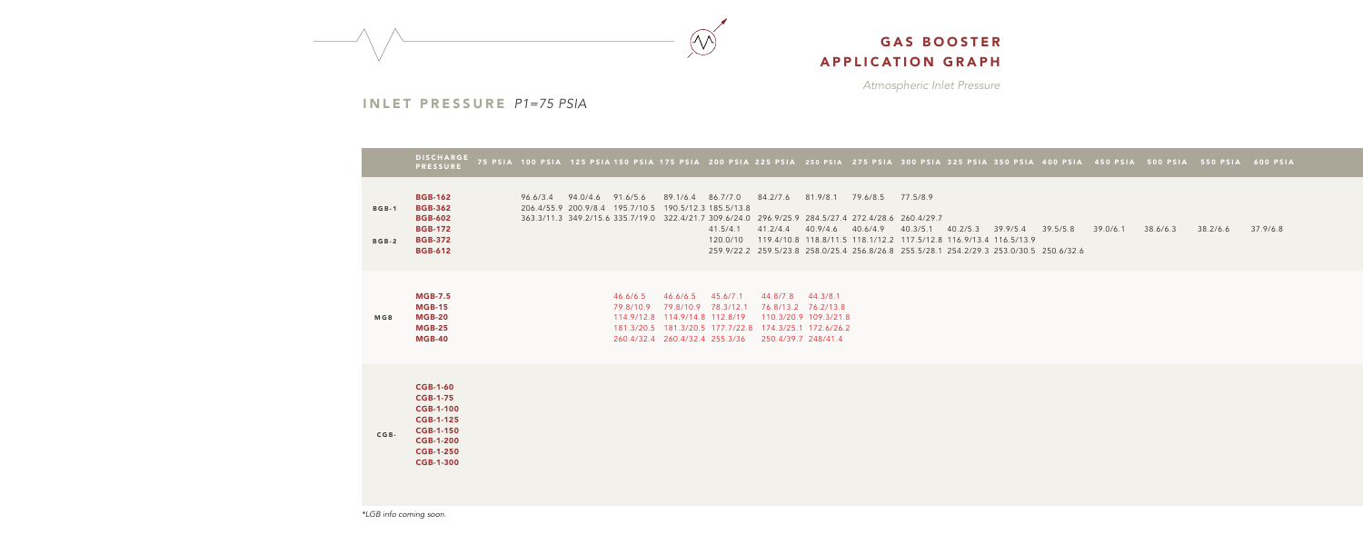# GAS BOOSTER APPLICATION GRAPH

*Atmospheric Inlet Pressure*

## INLET PRESSURE *P1=75 PSIA*

| | DISCHARGE PRESSURE | 75 PSIA | 100 PSIA | 125 PSIA | 150 PSIA | 175 PSIA | 200 PSIA | 225 PSIA | 250 PSIA | 275 PSIA | 300 PSIA | 325 PSIA | 350 PSIA | 400 PSIA | 450 PSIA | 500 PSIA | 550 PSIA | 600 PSIA |
|---|---|---|---|---|---|---|---|---|---|---|---|---|---|---|---|---|---|---|
| BGB-1 | **BGB-162** | | 96.6/3.4 | 94.0/4.6 | 91.6/5.6 | 89.1/6.4 | 86.7/7.0 | 84.2/7.6 | 81.9/8.1 | 79.6/8.5 | 77.5/8.9 | | | | | | | |
| | **BGB-362** | | 206.4/55.9 | 200.9/9.8 | 195.7/10.5 | 190.5/12.3 | 185.5/13.8 | | | | | | | | | | | |
| | **BGB-602** | | 363.3/11.3 | 349.2/15.6 | 335.7/19.0 | 322.4/21.7 | 309.6/24.0 | 296.9/25.9 | 284.5/27.4 | 272.4/28.6 | 260.4/29.7 | | | | | | | |
| BGB-2 | **BGB-172** | | | | | | 41.5/4.1 | 41.2/4.4 | 40.9/4.6 | 40.6/4.9 | 40.3/5.1 | 40.2/5.3 | 39.9/5.4 | 39.5/5.8 | 39.0/6.1 | 38.6/6.3 | 38.2/6.6 | 37.9/6.8 |
| | **BGB-372** | | | | | | 120.0/10 | 119.4/10.8 | 118.8/11.5 | 118.1/12.2 | 117.5/12.8 | 116.9/13.4 | 116.5/13.9 | | | | | |
| | **BGB-612** | | | | | | | 259.9/22.2 | 259.5/23.8 | 258.0/25.4 | 256.8/26.8 | 255.5/28.1 | 254.2/29.3 | 253.0/30.5 | 250.6/32.6 | | | |
| MGB | **MGB-7.5** | | | | 46.6/6.5 | 46.6/6.5 | 45.6/7.1 | 44.8/7.8 | 44.3/8.1 | | | | | | | | | |
| | **MGB-15** | | | | 79.8/10.9 | 79.8/10.9 | 78.3/12.1 | 76.8/13.2 | 76.2/13.8 | | | | | | | | | |
| | **MGB-20** | | | | 114.9/12.8 | 114.9/14.8 | 112.8/19 | 110.3/20.9 | 109.3/21.8 | | | | | | | | | |
| | **MGB-25** | | | | 181.3/20.5 | 181.3/20.5 | 177.7/22.8 | 174.3/25.1 | 172.6/26.2 | | | | | | | | | |
| | **MGB-40** | | | | 260.4/32.4 | 260.4/32.4 | 255.3/36 | 250.4/39.7 | 248/41.4 | | | | | | | | | |
| CGB- | **CGB-1-60** | | | | | | | | | | | | | | | | | |
| | **CGB-1-75** | | | | | | | | | | | | | | | | | |
| | **CGB-1-100** | | | | | | | | | | | | | | | | | |
| | **CGB-1-125** | | | | | | | | | | | | | | | | | |
| | **CGB-1-150** | | | | | | | | | | | | | | | | | |
| | **CGB-1-200** | | | | | | | | | | | | | | | | | |
| | **CGB-1-250** | | | | | | | | | | | | | | | | | |
| | **CGB-1-300** | | | | | | | | | | | | | | | | | |

*LGB info coming soon.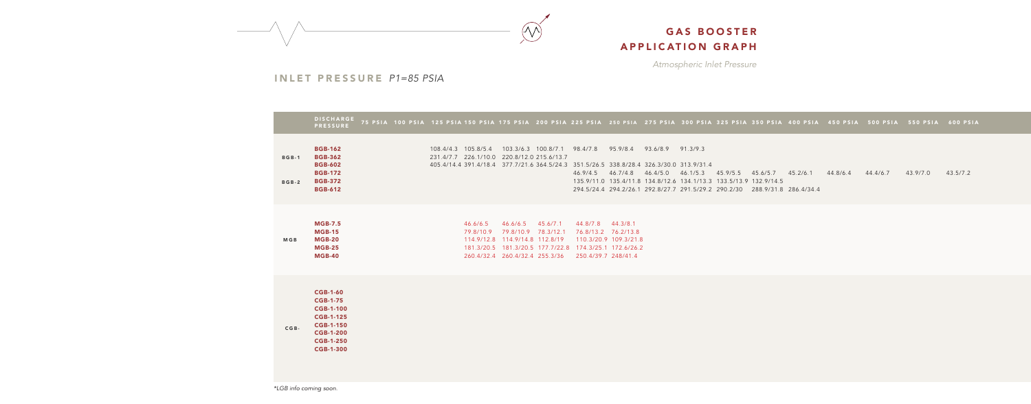# GAS BOOSTER APPLICATION GRAPH

*Atmospheric Inlet Pressure*

## INLET PRESSURE *P1=85 PSIA*

| | DISCHARGE PRESSURE | 75 PSIA | 100 PSIA | 125 PSIA | 150 PSIA | 175 PSIA | 200 PSIA | 225 PSIA | 250 PSIA | 275 PSIA | 300 PSIA | 325 PSIA | 350 PSIA | 400 PSIA | 450 PSIA | 500 PSIA | 550 PSIA | 600 PSIA |
|---|---|---|---|---|---|---|---|---|---|---|---|---|---|---|---|---|---|---|
| BGB-1 | **BGB-162** | | | 108.4/4.3 | 105.8/5.4 | 103.3/6.3 | 100.8/7.1 | 98.4/7.8 | 95.9/8.4 | 93.6/8.9 | 91.3/9.3 | | | | | | | |
| | **BGB-362** | | | 231.4/7.7 | 226.1/10.0 | 220.8/12.0 | 215.6/13.7 | | | | | | | | | | | |
| | **BGB-602** | | | 405.4/14.4 | 391.4/18.4 | 377.7/21.6 | 364.5/24.3 | 351.5/26.5 | 338.8/28.4 | 326.3/30.0 | 313.9/31.4 | | | | | | | |
| BGB-2 | **BGB-172** | | | | | | | 46.9/4.5 | 46.7/4.8 | 46.4/5.0 | 46.1/5.3 | 45.9/5.5 | 45.6/5.7 | 45.2/6.1 | 44.8/6.4 | 44.4/6.7 | 43.9/7.0 | 43.5/7.2 |
| | **BGB-372** | | | | | | | 135.9/11.0 | 135.4/11.8 | 134.8/12.6 | 134.1/13.3 | 133.5/13.9 | 132.9/14.5 | | | | | |
| | **BGB-612** | | | | | | | 294.5/24.4 | 294.2/26.1 | 292.8/27.7 | 291.5/29.2 | 290.2/30 | 288.9/31.8 | 286.4/34.4 | | | | |
| MGB | **MGB-7.5** | | | | 46.6/6.5 | 46.6/6.5 | 45.6/7.1 | 44.8/7.8 | 44.3/8.1 | | | | | | | | | |
| | **MGB-15** | | | | 79.8/10.9 | 79.8/10.9 | 78.3/12.1 | 76.8/13.2 | 76.2/13.8 | | | | | | | | | |
| | **MGB-20** | | | | 114.9/12.8 | 114.9/14.8 | 112.8/19 | 110.3/20.9 | 109.3/21.8 | | | | | | | | | |
| | **MGB-25** | | | | 181.3/20.5 | 181.3/20.5 | 177.7/22.8 | 174.3/25.1 | 172.6/26.2 | | | | | | | | | |
| | **MGB-40** | | | | 260.4/32.4 | 260.4/32.4 | 255.3/36 | 250.4/39.7 | 248/41.4 | | | | | | | | | |
| CGB- | **CGB-1-60** | | | | | | | | | | | | | | | | | |
| | **CGB-1-75** | | | | | | | | | | | | | | | | | |
| | **CGB-1-100** | | | | | | | | | | | | | | | | | |
| | **CGB-1-125** | | | | | | | | | | | | | | | | | |
| | **CGB-1-150** | | | | | | | | | | | | | | | | | |
| | **CGB-1-200** | | | | | | | | | | | | | | | | | |
| | **CGB-1-250** | | | | | | | | | | | | | | | | | |
| | **CGB-1-300** | | | | | | | | | | | | | | | | | |

*\*LGB info coming soon.*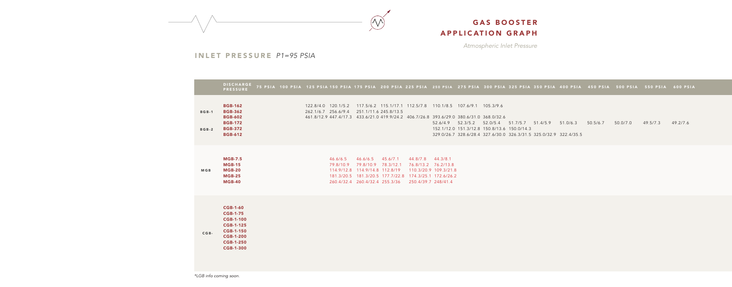# GAS BOOSTER APPLICATION GRAPH

*Atmospheric Inlet Pressure*

## INLET PRESSURE *P1=95 PSIA*

| | DISCHARGE PRESSURE | 75 PSIA | 100 PSIA | 125 PSIA | 150 PSIA | 175 PSIA | 200 PSIA | 225 PSIA | 250 PSIA | 275 PSIA | 300 PSIA | 325 PSIA | 350 PSIA | 400 PSIA | 450 PSIA | 500 PSIA | 550 PSIA | 600 PSIA |
|---|---|---|---|---|---|---|---|---|---|---|---|---|---|---|---|---|---|---|
| BGB-1 | BGB-162 | | 122.8/4.0 | 120.1/5.2 | 117.5/6.2 | 115.1/17.1 | 112.5/7.8 | 110.1/8.5 | 107.6/9.1 | 105.3/9.6 | | | | | | | | |
| | BGB-362 | | 262.1/6.7 | 256.6/9.4 | 251.1/11.6 | 245.8/13.5 | | | | | | | | | | | | |
| | BGB-602 | | 461.8/12.9 | 447.4/17.3 | 433.6/21.0 | 419.9/24.2 | 406.7/26.8 | 393.6/29.0 | 380.6/31.0 | 368.0/32.6 | | | | | | | | |
| BGB-2 | BGB-172 | | | | | | | | 52.6/4.9 | 52.3/5.2 | 52.0/5.4 | 51.7/5.7 | 51.4/5.9 | 51.0/6.3 | 50.5/6.7 | 50.0/7.0 | 49.5/7.3 | 49.2/7.6 |
| | BGB-372 | | | | | | | | 152.1/12.0 | 151.3/12.8 | 150.8/13.6 | 150.0/14.3 | | | | | | |
| | BGB-612 | | | | | | | | 329.0/26.7 | 328.6/28.4 | 327.6/30.0 | 326.3/31.5 | 325.0/32.9 | 322.4/35.5 | | | | |
| MGB | MGB-7.5 | | | 46.6/6.5 | 46.6/6.5 | 45.6/7.1 | | 44.8/7.8 | 44.3/8.1 | | | | | | | | | |
| | MGB-15 | | | 79.8/10.9 | 79.8/10.9 | 78.3/12.1 | | 76.8/13.2 | 76.2/13.8 | | | | | | | | | |
| | MGB-20 | | | 114.9/12.8 | 114.9/14.8 | 112.8/19 | | 110.3/20.9 | 109.3/21.8 | | | | | | | | | |
| | MGB-25 | | | 181.3/20.5 | 181.3/20.5 | 177.7/22.8 | | 174.3/25.1 | 172.6/26.2 | | | | | | | | | |
| | MGB-40 | | | 260.4/32.4 | 260.4/32.4 | 255.3/36 | | 250.4/39.7 | 248/41.4 | | | | | | | | | |
| CGB- | CGB-1-60 | | | | | | | | | | | | | | | | | |
| | CGB-1-75 | | | | | | | | | | | | | | | | | |
| | CGB-1-100 | | | | | | | | | | | | | | | | | |
| | CGB-1-125 | | | | | | | | | | | | | | | | | |
| | CGB-1-150 | | | | | | | | | | | | | | | | | |
| | CGB-1-200 | | | | | | | | | | | | | | | | | |
| | CGB-1-250 | | | | | | | | | | | | | | | | | |
| | CGB-1-300 | | | | | | | | | | | | | | | | | |

*LGB info coming soon.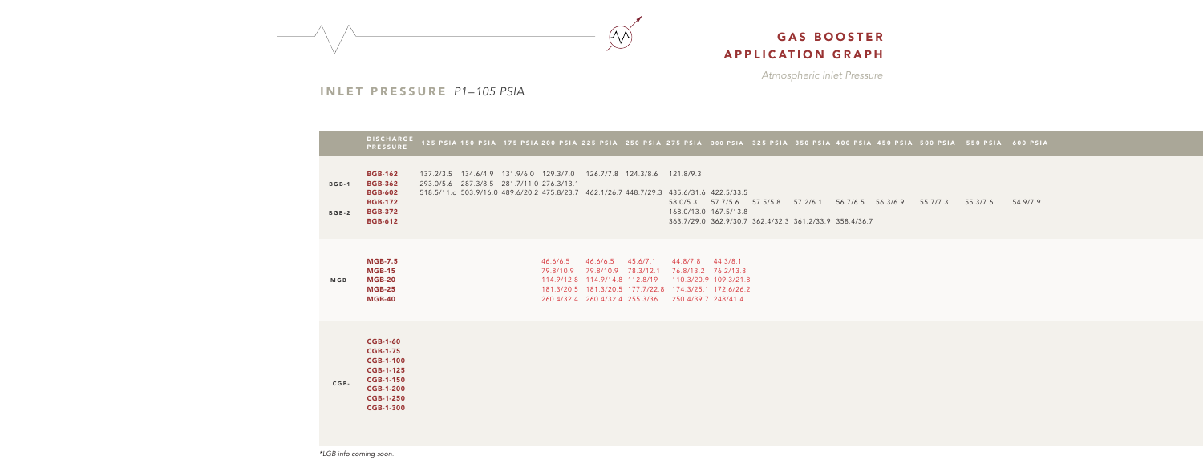# GAS BOOSTER APPLICATION GRAPH

*Atmospheric Inlet Pressure*

## INLET PRESSURE *P1=105 PSIA*

| | DISCHARGE PRESSURE | 125 PSIA | 150 PSIA | 175 PSIA | 200 PSIA | 225 PSIA | 250 PSIA | 275 PSIA | 300 PSIA | 325 PSIA | 350 PSIA | 400 PSIA | 450 PSIA | 500 PSIA | 550 PSIA | 600 PSIA |
|---|---|---|---|---|---|---|---|---|---|---|---|---|---|---|---|---|
| BGB-1 | **BGB-162** | 137.2/3.5 | 134.6/4.9 | 131.9/6.0 | 129.3/7.0 | 126.7/7.8 | 124.3/8.6 | 121.8/9.3 | | | | | | | | |
| | **BGB-362** | 293.0/5.6 | 287.3/8.5 | 281.7/11.0 | 276.3/13.1 | | | | | | | | | | | |
| | **BGB-602** | 518.5/11.o | 503.9/16.0 | 489.6/20.2 | 475.8/23.7 | 462.1/26.7 | 448.7/29.3 | 435.6/31.6 | 422.5/33.5 | | | | | | | |
| BGB-2 | **BGB-172** | | | | | | | 58.0/5.3 | 57.7/5.6 | 57.5/5.8 | 57.2/6.1 | 56.7/6.5 | 56.3/6.9 | 55.7/7.3 | 55.3/7.6 | 54.9/7.9 |
| | **BGB-372** | | | | | | | 168.0/13.0 | 167.5/13.8 | | | | | | | |
| | **BGB-612** | | | | | | | 363.7/29.0 | 362.9/30.7 | 362.4/32.3 | 361.2/33.9 | 358.4/36.7 | | | | |
| MGB | **MGB-7.5** | | | | 46.6/6.5 | 46.6/6.5 | 45.6/7.1 | 44.8/7.8 | 44.3/8.1 | | | | | | | |
| | **MGB-15** | | | | 79.8/10.9 | 79.8/10.9 | 78.3/12.1 | 76.8/13.2 | 76.2/13.8 | | | | | | | |
| | **MGB-20** | | | | 114.9/12.8 | 114.9/14.8 | 112.8/19 | 110.3/20.9 | 109.3/21.8 | | | | | | | |
| | **MGB-25** | | | | 181.3/20.5 | 181.3/20.5 | 177.7/22.8 | 174.3/25.1 | 172.6/26.2 | | | | | | | |
| | **MGB-40** | | | | 260.4/32.4 | 260.4/32.4 | 255.3/36 | 250.4/39.7 | 248/41.4 | | | | | | | |
| CGB- | **CGB-1-60** | | | | | | | | | | | | | | | |
| | **CGB-1-75** | | | | | | | | | | | | | | | |
| | **CGB-1-100** | | | | | | | | | | | | | | | |
| | **CGB-1-125** | | | | | | | | | | | | | | | |
| | **CGB-1-150** | | | | | | | | | | | | | | | |
| | **CGB-1-200** | | | | | | | | | | | | | | | |
| | **CGB-1-250** | | | | | | | | | | | | | | | |
| | **CGB-1-300** | | | | | | | | | | | | | | | |

*\*LGB info coming soon.*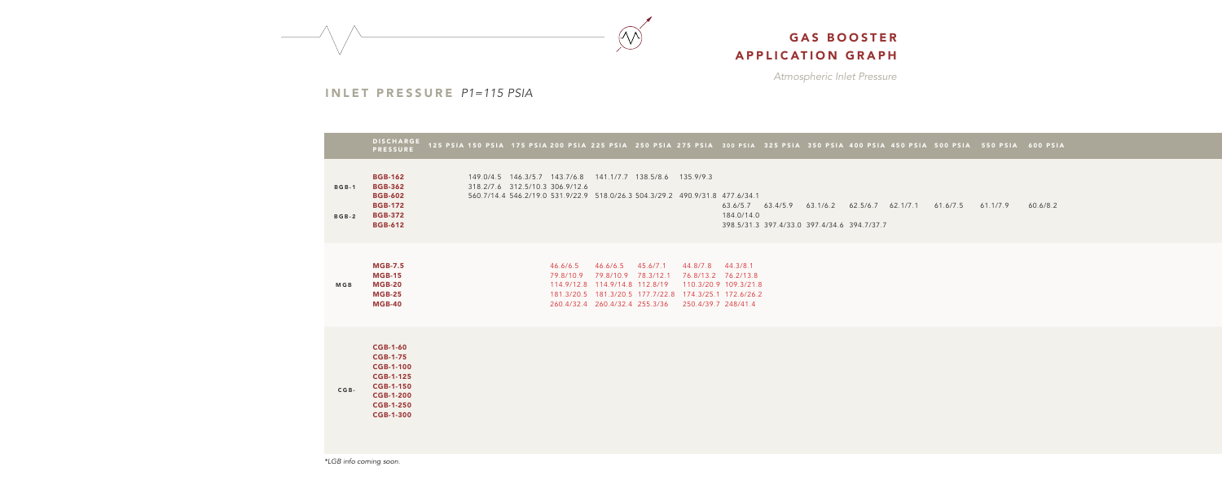# GAS BOOSTER APPLICATION GRAPH

*Atmospheric Inlet Pressure*

## INLET PRESSURE *P1=115 PSIA*

| | DISCHARGE PRESSURE | 125 PSIA | 150 PSIA | 175 PSIA | 200 PSIA | 225 PSIA | 250 PSIA | 275 PSIA | 300 PSIA | 325 PSIA | 350 PSIA | 400 PSIA | 450 PSIA | 500 PSIA | 550 PSIA | 600 PSIA |
|---|---|---|---|---|---|---|---|---|---|---|---|---|---|---|---|---|
| BGB-1 | **BGB-162** | 149.0/4.5 | 146.3/5.7 | 143.7/6.8 | 141.1/7.7 | 138.5/8.6 | 135.9/9.3 | | | | | | | | | |
| | **BGB-362** | 318.2/7.6 | 312.5/10.3 | 306.9/12.6 | | | | | | | | | | | | |
| | **BGB-602** | 560.7/14.4 | 546.2/19.0 | 531.9/22.9 | 518.0/26.3 | 504.3/29.2 | 490.9/31.8 | 477.6/34.1 | | | | | | | | |
| BGB-2 | **BGB-172** | | | | | | | | 63.6/5.7 | 63.4/5.9 | 63.1/6.2 | 62.5/6.7 | 62.1/7.1 | 61.6/7.5 | 61.1/7.9 | 60.6/8.2 |
| | **BGB-372** | | | | | | | | 184.0/14.0 | | | | | | | |
| | **BGB-612** | | | | | | | | 398.5/31.3 | 397.4/33.0 | 397.4/34.6 | 394.7/37.7 | | | | |
| MGB | **MGB-7.5** | | | 46.6/6.5 | 46.6/6.5 | 45.6/7.1 | 44.8/7.8 | 44.3/8.1 | | | | | | | | |
| | **MGB-15** | | | 79.8/10.9 | 79.8/10.9 | 78.3/12.1 | 76.8/13.2 | 76.2/13.8 | | | | | | | | |
| | **MGB-20** | | | 114.9/12.8 | 114.9/14.8 | 112.8/19 | 110.3/20.9 | 109.3/21.8 | | | | | | | | |
| | **MGB-25** | | | 181.3/20.5 | 181.3/20.5 | 177.7/22.8 | 174.3/25.1 | 172.6/26.2 | | | | | | | | |
| | **MGB-40** | | | 260.4/32.4 | 260.4/32.4 | 255.3/36 | 250.4/39.7 | 248/41.4 | | | | | | | | |
| CGB- | **CGB-1-60** | | | | | | | | | | | | | | | |
| | **CGB-1-75** | | | | | | | | | | | | | | | |
| | **CGB-1-100** | | | | | | | | | | | | | | | |
| | **CGB-1-125** | | | | | | | | | | | | | | | |
| | **CGB-1-150** | | | | | | | | | | | | | | | |
| | **CGB-1-200** | | | | | | | | | | | | | | | |
| | **CGB-1-250** | | | | | | | | | | | | | | | |
| | **CGB-1-300** | | | | | | | | | | | | | | | |

*\*LGB info coming soon.*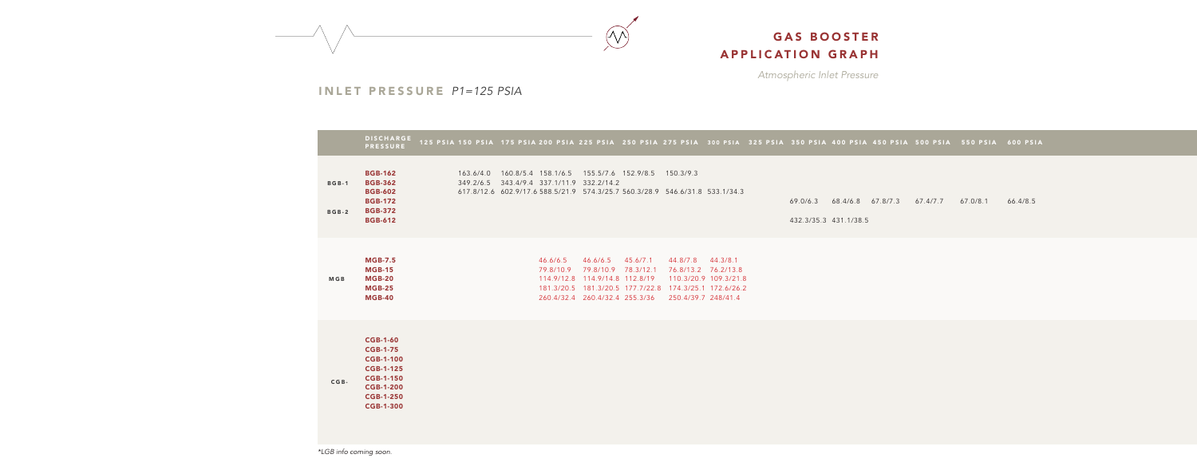# GAS BOOSTER APPLICATION GRAPH

*Atmospheric Inlet Pressure*

## INLET PRESSURE *P1=125 PSIA*

| | DISCHARGE PRESSURE | 125 PSIA | 150 PSIA | 175 PSIA | 200 PSIA | 225 PSIA | 250 PSIA | 275 PSIA | 300 PSIA | 325 PSIA | 350 PSIA | 400 PSIA | 450 PSIA | 500 PSIA | 550 PSIA | 600 PSIA |
|---|---|---|---|---|---|---|---|---|---|---|---|---|---|---|---|---|
| BGB-1 | **BGB-162** | | 163.6/4.0 | 160.8/5.4 | 158.1/6.5 | 155.5/7.6 | 152.9/8.5 | 150.3/9.3 | | | | | | | | |
| | **BGB-362** | | 349.2/6.5 | 343.4/9.4 | 337.1/11.9 | 332.2/14.2 | | | | | | | | | | |
| | **BGB-602** | | 617.8/12.6 | 602.9/17.6 | 588.5/21.9 | 574.3/25.7 | 560.3/28.9 | 546.6/31.8 | 533.1/34.3 | | | | | | | |
| BGB-2 | **BGB-172** | | | | | | | | | | 69.0/6.3 | 68.4/6.8 | 67.8/7.3 | 67.4/7.7 | 67.0/8.1 | 66.4/8.5 |
| | **BGB-372** | | | | | | | | | | 432.3/35.3 | 431.1/38.5 | | | | |
| | **BGB-612** | | | | | | | | | | | | | | | |
| MGB | **MGB-7.5** | | | | 46.6/6.5 | | 46.6/6.5 | 45.6/7.1 | 44.8/7.8 | 44.3/8.1 | | | | | | |
| | **MGB-15** | | | | 79.8/10.9 | | 79.8/10.9 | 78.3/12.1 | 76.8/13.2 | 76.2/13.8 | | | | | | |
| | **MGB-20** | | | | 114.9/12.8 | | 114.9/14.8 | 112.8/19 | 110.3/20.9 | 109.3/21.8 | | | | | | |
| | **MGB-25** | | | | 181.3/20.5 | | 181.3/20.5 | 177.7/22.8 | 174.3/25.1 | 172.6/26.2 | | | | | | |
| | **MGB-40** | | | | 260.4/32.4 | | 260.4/32.4 | 255.3/36 | 250.4/39.7 | 248/41.4 | | | | | | |
| CGB- | **CGB-1-60** | | | | | | | | | | | | | | | |
| | **CGB-1-75** | | | | | | | | | | | | | | | |
| | **CGB-1-100** | | | | | | | | | | | | | | | |
| | **CGB-1-125** | | | | | | | | | | | | | | | |
| | **CGB-1-150** | | | | | | | | | | | | | | | |
| | **CGB-1-200** | | | | | | | | | | | | | | | |
| | **CGB-1-250** | | | | | | | | | | | | | | | |
| | **CGB-1-300** | | | | | | | | | | | | | | | |

*LGB info coming soon.*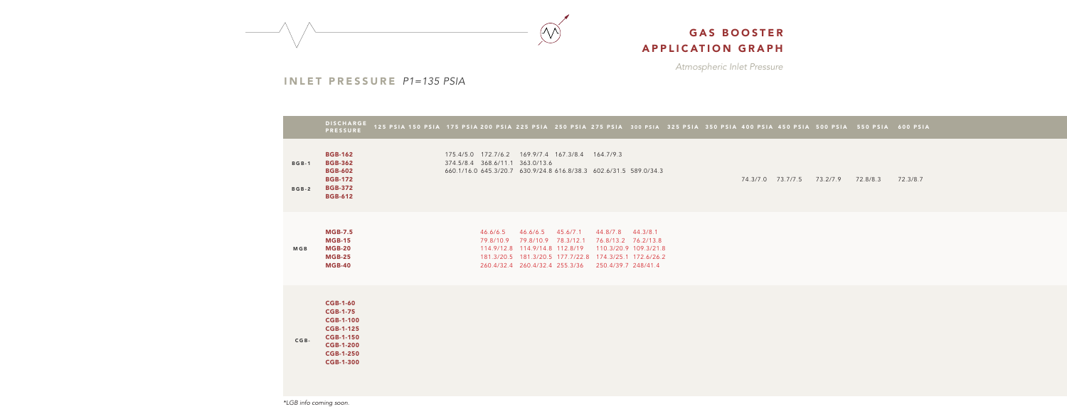# GAS BOOSTER APPLICATION GRAPH

*Atmospheric Inlet Pressure*

## INLET PRESSURE *P1=135 PSIA*

| | DISCHARGE PRESSURE | 125 PSIA | 150 PSIA | 175 PSIA | 200 PSIA | 225 PSIA | 250 PSIA | 275 PSIA | 300 PSIA | 325 PSIA | 350 PSIA | 400 PSIA | 450 PSIA | 500 PSIA | 550 PSIA | 600 PSIA |
|---|---|---|---|---|---|---|---|---|---|---|---|---|---|---|---|---|
| BGB-1 | **BGB-162** | | | 175.4/5.0 | 172.7/6.2 | 169.9/7.4 | 167.3/8.4 | 164.7/9.3 | | | | | | | | |
| | **BGB-362** | | | 374.5/8.4 | 368.6/11.1 | 363.0/13.6 | | | | | | | | | | |
| | **BGB-602** | | | 660.1/16.0 | 645.3/20.7 | 630.9/24.8 | 616.8/38.3 | 602.6/31.5 | 589.0/34.3 | | | | | | | |
| BGB-2 | **BGB-172** | | | | | | | | | | | 74.3/7.0 | 73.7/7.5 | 73.2/7.9 | 72.8/8.3 | 72.3/8.7 |
| | **BGB-372** | | | | | | | | | | | | | | | |
| | **BGB-612** | | | | | | | | | | | | | | | |
| MGB | **MGB-7.5** | | | | 46.6/6.5 | 46.6/6.5 | 45.6/7.1 | 44.8/7.8 | 44.3/8.1 | | | | | | | |
| | **MGB-15** | | | | 79.8/10.9 | 79.8/10.9 | 78.3/12.1 | 76.8/13.2 | 76.2/13.8 | | | | | | | |
| | **MGB-20** | | | | 114.9/12.8 | 114.9/14.8 | 112.8/19 | 110.3/20.9 | 109.3/21.8 | | | | | | | |
| | **MGB-25** | | | | 181.3/20.5 | 181.3/20.5 | 177.7/22.8 | 174.3/25.1 | 172.6/26.2 | | | | | | | |
| | **MGB-40** | | | | 260.4/32.4 | 260.4/32.4 | 255.3/36 | 250.4/39.7 | 248/41.4 | | | | | | | |
| CGB- | **CGB-1-60** | | | | | | | | | | | | | | | |
| | **CGB-1-75** | | | | | | | | | | | | | | | |
| | **CGB-1-100** | | | | | | | | | | | | | | | |
| | **CGB-1-125** | | | | | | | | | | | | | | | |
| | **CGB-1-150** | | | | | | | | | | | | | | | |
| | **CGB-1-200** | | | | | | | | | | | | | | | |
| | **CGB-1-250** | | | | | | | | | | | | | | | |
| | **CGB-1-300** | | | | | | | | | | | | | | | |

*\*LGB info coming soon.*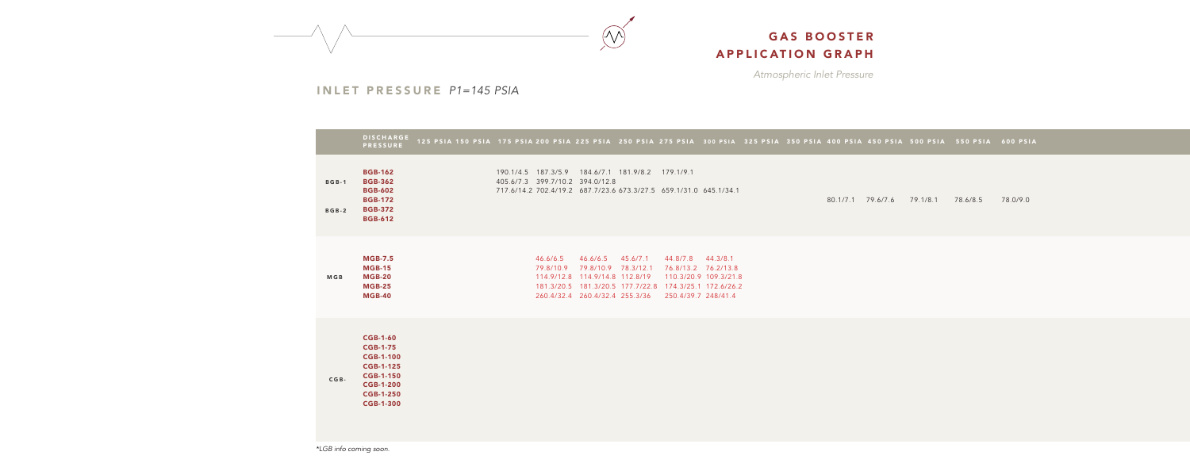# GAS BOOSTER APPLICATION GRAPH

*Atmospheric Inlet Pressure*

## INLET PRESSURE *P1=145 PSIA*

| | DISCHARGE PRESSURE | 125 PSIA | 150 PSIA | 175 PSIA | 200 PSIA | 225 PSIA | 250 PSIA | 275 PSIA | 300 PSIA | 325 PSIA | 350 PSIA | 400 PSIA | 450 PSIA | 500 PSIA | 550 PSIA | 600 PSIA |
|---|---|---|---|---|---|---|---|---|---|---|---|---|---|---|---|---|
| BGB-1 | **BGB-162** | | | 190.1/4.5 | 187.3/5.9 | 184.6/7.1 | 181.9/8.2 | 179.1/9.1 | | | | | | | | |
| | **BGB-362** | | | 405.6/7.3 | 399.7/10.2 | 394.0/12.8 | | | | | | | | | | |
| | **BGB-602** | | | 717.6/14.2 | 702.4/19.2 | 687.7/23.6 | 673.3/27.5 | 659.1/31.0 | 645.1/34.1 | | | | | | | |
| BGB-2 | **BGB-172** | | | | | | | | | | | 80.1/7.1 | 79.6/7.6 | 79.1/8.1 | 78.6/8.5 | 78.0/9.0 |
| | **BGB-372** | | | | | | | | | | | | | | | |
| | **BGB-612** | | | | | | | | | | | | | | | |
| MGB | **MGB-7.5** | | | | 46.6/6.5 | 46.6/6.5 | 45.6/7.1 | 44.8/7.8 | 44.3/8.1 | | | | | | | |
| | **MGB-15** | | | | 79.8/10.9 | 79.8/10.9 | 78.3/12.1 | 76.8/13.2 | 76.2/13.8 | | | | | | | |
| | **MGB-20** | | | | 114.9/12.8 | 114.9/14.8 | 112.8/19 | 110.3/20.9 | 109.3/21.8 | | | | | | | |
| | **MGB-25** | | | | 181.3/20.5 | 181.3/20.5 | 177.7/22.8 | 174.3/25.1 | 172.6/26.2 | | | | | | | |
| | **MGB-40** | | | | 260.4/32.4 | 260.4/32.4 | 255.3/36 | 250.4/39.7 | 248/41.4 | | | | | | | |
| CGB- | **CGB-1-60** | | | | | | | | | | | | | | | |
| | **CGB-1-75** | | | | | | | | | | | | | | | |
| | **CGB-1-100** | | | | | | | | | | | | | | | |
| | **CGB-1-125** | | | | | | | | | | | | | | | |
| | **CGB-1-150** | | | | | | | | | | | | | | | |
| | **CGB-1-200** | | | | | | | | | | | | | | | |
| | **CGB-1-250** | | | | | | | | | | | | | | | |
| | **CGB-1-300** | | | | | | | | | | | | | | | |

*\*LGB info coming soon.*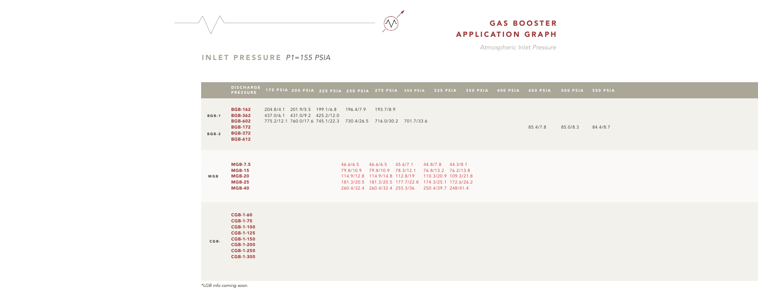# GAS BOOSTER APPLICATION GRAPH

*Atmospheric Inlet Pressure*

## INLET PRESSURE *P1=155 PSIA*

| | DISCHARGE PRESSURE | 175 PSIA | 200 PSIA | 225 PSIA | 250 PSIA | 275 PSIA | 300 PSIA | 325 PSIA | 350 PSIA | 400 PSIA | 450 PSIA | 500 PSIA | 550 PSIA |
|---|---|---|---|---|---|---|---|---|---|---|---|---|---|
| BGB-1 | **BGB-162** | 204.8/4.1 | 201.9/5.5 | 199.1/6.8 | 196.4/7.9 | 193.7/8.9 | | | | | | | |
| | **BGB-362** | 437.0/6.1 | 431.0/9.2 | 425.2/12.0 | | | | | | | | | |
| | **BGB-602** | 775.2/12.1 | 760.0/17.6 | 745.1/22.3 | 730.4/26.5 | 716.0/30.2 | 701.7/33.6 | | | | | | |
| | **BGB-172** | | | | | | | | | | 85.4/7.8 | 85.0/8.3 | 84.4/8.7 |
| BGB-2 | **BGB-372** | | | | | | | | | | | | |
| | **BGB-612** | | | | | | | | | | | | |
| MGB | **MGB-7.5** | | | | 46.6/6.5 | 46.6/6.5 | 45.6/7.1 | 44.8/7.8 | 44.3/8.1 | | | | |
| | **MGB-15** | | | | 79.8/10.9 | 79.8/10.9 | 78.3/12.1 | 76.8/13.2 | 76.2/13.8 | | | | |
| | **MGB-20** | | | | 114.9/12.8 | 114.9/14.8 | 112.8/19 | 110.3/20.9 | 109.3/21.8 | | | | |
| | **MGB-25** | | | | 181.3/20.5 | 181.3/20.5 | 177.7/22.8 | 174.3/25.1 | 172.6/26.2 | | | | |
| | **MGB-40** | | | | 260.4/32.4 | 260.4/32.4 | 255.3/36 | 250.4/39.7 | 248/41.4 | | | | |
| CGB- | **CGB-1-60** | | | | | | | | | | | | |
| | **CGB-1-75** | | | | | | | | | | | | |
| | **CGB-1-100** | | | | | | | | | | | | |
| | **CGB-1-125** | | | | | | | | | | | | |
| | **CGB-1-150** | | | | | | | | | | | | |
| | **CGB-1-200** | | | | | | | | | | | | |
| | **CGB-1-250** | | | | | | | | | | | | |
| | **CGB-1-300** | | | | | | | | | | | | |

*\*LGB info coming soon.*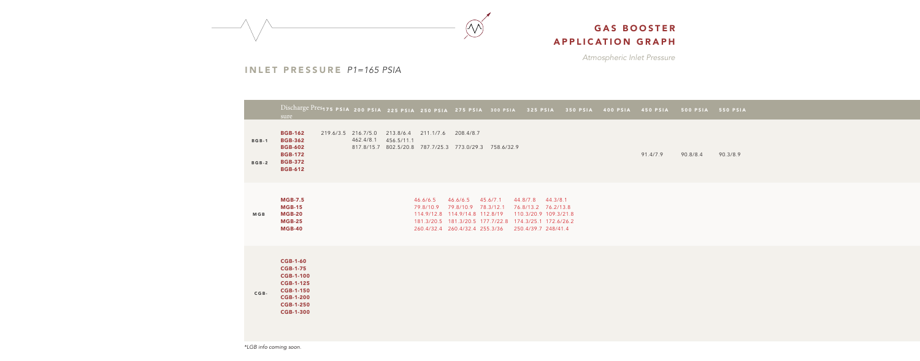# GAS BOOSTER APPLICATION GRAPH

*Atmospheric Inlet Pressure*

## INLET PRESSURE *P1=165 PSIA*

| | Discharge Pressure | 175 PSIA | 200 PSIA | 225 PSIA | 250 PSIA | 275 PSIA | 300 PSIA | 325 PSIA | 350 PSIA | 400 PSIA | 450 PSIA | 500 PSIA | 550 PSIA |
|---|---|---|---|---|---|---|---|---|---|---|---|---|---|
| BGB-1 | **BGB-162** | 219.6/3.5 | 216.7/5.0 | 213.8/6.4 | 211.1/7.6 | 208.4/8.7 | | | | | | | |
| | **BGB-362** | | 462.4/8.1 | 456.5/11.1 | | | | | | | | | |
| | **BGB-602** | | 817.8/15.7 | 802.5/20.8 | 787.7/25.3 | 773.0/29.3 | 758.6/32.9 | | | | | | |
| BGB-2 | **BGB-172** | | | | | | | | | | 91.4/7.9 | 90.8/8.4 | 90.3/8.9 |
| | **BGB-372** | | | | | | | | | | | | |
| | **BGB-612** | | | | | | | | | | | | |
| MGB | **MGB-7.5** | | | | 46.6/6.5 | 46.6/6.5 | 45.6/7.1 | 44.8/7.8 | 44.3/8.1 | | | | |
| | **MGB-15** | | | | 79.8/10.9 | 79.8/10.9 | 78.3/12.1 | 76.8/13.2 | 76.2/13.8 | | | | |
| | **MGB-20** | | | | 114.9/12.8 | 114.9/14.8 | 112.8/19 | 110.3/20.9 | 109.3/21.8 | | | | |
| | **MGB-25** | | | | 181.3/20.5 | 181.3/20.5 | 177.7/22.8 | 174.3/25.1 | 172.6/26.2 | | | | |
| | **MGB-40** | | | | 260.4/32.4 | 260.4/32.4 | 255.3/36 | 250.4/39.7 | 248/41.4 | | | | |
| CGB- | **CGB-1-60** | | | | | | | | | | | | |
| | **CGB-1-75** | | | | | | | | | | | | |
| | **CGB-1-100** | | | | | | | | | | | | |
| | **CGB-1-125** | | | | | | | | | | | | |
| | **CGB-1-150** | | | | | | | | | | | | |
| | **CGB-1-200** | | | | | | | | | | | | |
| | **CGB-1-250** | | | | | | | | | | | | |
| | **CGB-1-300** | | | | | | | | | | | | |

*LGB info coming soon.*